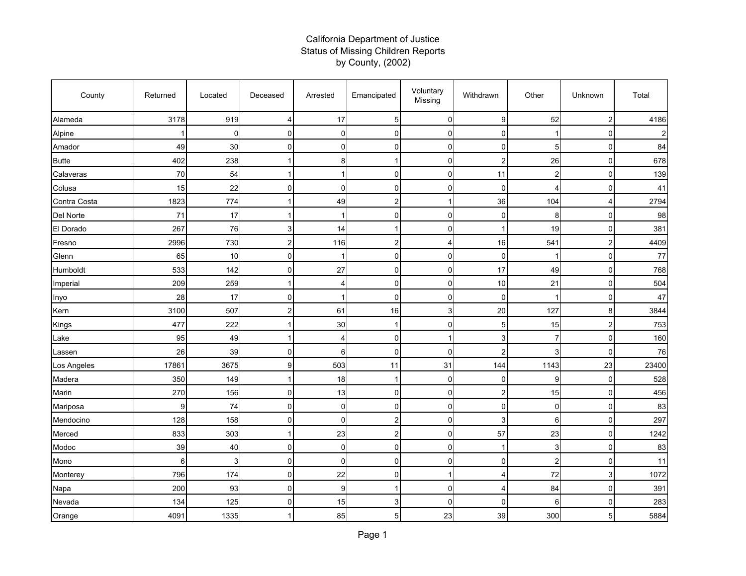# California Department of Justice
## Status of Missing Children Reports
### by County, (2002)

| County | Returned | Located | Deceased | Arrested | Emancipated | Voluntary Missing | Withdrawn | Other | Unknown | Total |
|---|---|---|---|---|---|---|---|---|---|---|
| Alameda | 3178 | 919 | 4 | 17 | 5 | 0 | 9 | 52 | 2 | 4186 |
| Alpine | 1 | 0 | 0 | 0 | 0 | 0 | 0 | 1 | 0 | 2 |
| Amador | 49 | 30 | 0 | 0 | 0 | 0 | 0 | 5 | 0 | 84 |
| Butte | 402 | 238 | 1 | 8 | 1 | 0 | 2 | 26 | 0 | 678 |
| Calaveras | 70 | 54 | 1 | 1 | 0 | 0 | 11 | 2 | 0 | 139 |
| Colusa | 15 | 22 | 0 | 0 | 0 | 0 | 0 | 4 | 0 | 41 |
| Contra Costa | 1823 | 774 | 1 | 49 | 2 | 1 | 36 | 104 | 4 | 2794 |
| Del Norte | 71 | 17 | 1 | 1 | 0 | 0 | 0 | 8 | 0 | 98 |
| El Dorado | 267 | 76 | 3 | 14 | 1 | 0 | 1 | 19 | 0 | 381 |
| Fresno | 2996 | 730 | 2 | 116 | 2 | 4 | 16 | 541 | 2 | 4409 |
| Glenn | 65 | 10 | 0 | 1 | 0 | 0 | 0 | 1 | 0 | 77 |
| Humboldt | 533 | 142 | 0 | 27 | 0 | 0 | 17 | 49 | 0 | 768 |
| Imperial | 209 | 259 | 1 | 4 | 0 | 0 | 10 | 21 | 0 | 504 |
| Inyo | 28 | 17 | 0 | 1 | 0 | 0 | 0 | 1 | 0 | 47 |
| Kern | 3100 | 507 | 2 | 61 | 16 | 3 | 20 | 127 | 8 | 3844 |
| Kings | 477 | 222 | 1 | 30 | 1 | 0 | 5 | 15 | 2 | 753 |
| Lake | 95 | 49 | 1 | 4 | 0 | 1 | 3 | 7 | 0 | 160 |
| Lassen | 26 | 39 | 0 | 6 | 0 | 0 | 2 | 3 | 0 | 76 |
| Los Angeles | 17861 | 3675 | 9 | 503 | 11 | 31 | 144 | 1143 | 23 | 23400 |
| Madera | 350 | 149 | 1 | 18 | 1 | 0 | 0 | 9 | 0 | 528 |
| Marin | 270 | 156 | 0 | 13 | 0 | 0 | 2 | 15 | 0 | 456 |
| Mariposa | 9 | 74 | 0 | 0 | 0 | 0 | 0 | 0 | 0 | 83 |
| Mendocino | 128 | 158 | 0 | 0 | 2 | 0 | 3 | 6 | 0 | 297 |
| Merced | 833 | 303 | 1 | 23 | 2 | 0 | 57 | 23 | 0 | 1242 |
| Modoc | 39 | 40 | 0 | 0 | 0 | 0 | 1 | 3 | 0 | 83 |
| Mono | 6 | 3 | 0 | 0 | 0 | 0 | 0 | 2 | 0 | 11 |
| Monterey | 796 | 174 | 0 | 22 | 0 | 1 | 4 | 72 | 3 | 1072 |
| Napa | 200 | 93 | 0 | 9 | 1 | 0 | 4 | 84 | 0 | 391 |
| Nevada | 134 | 125 | 0 | 15 | 3 | 0 | 0 | 6 | 0 | 283 |
| Orange | 4091 | 1335 | 1 | 85 | 5 | 23 | 39 | 300 | 5 | 5884 |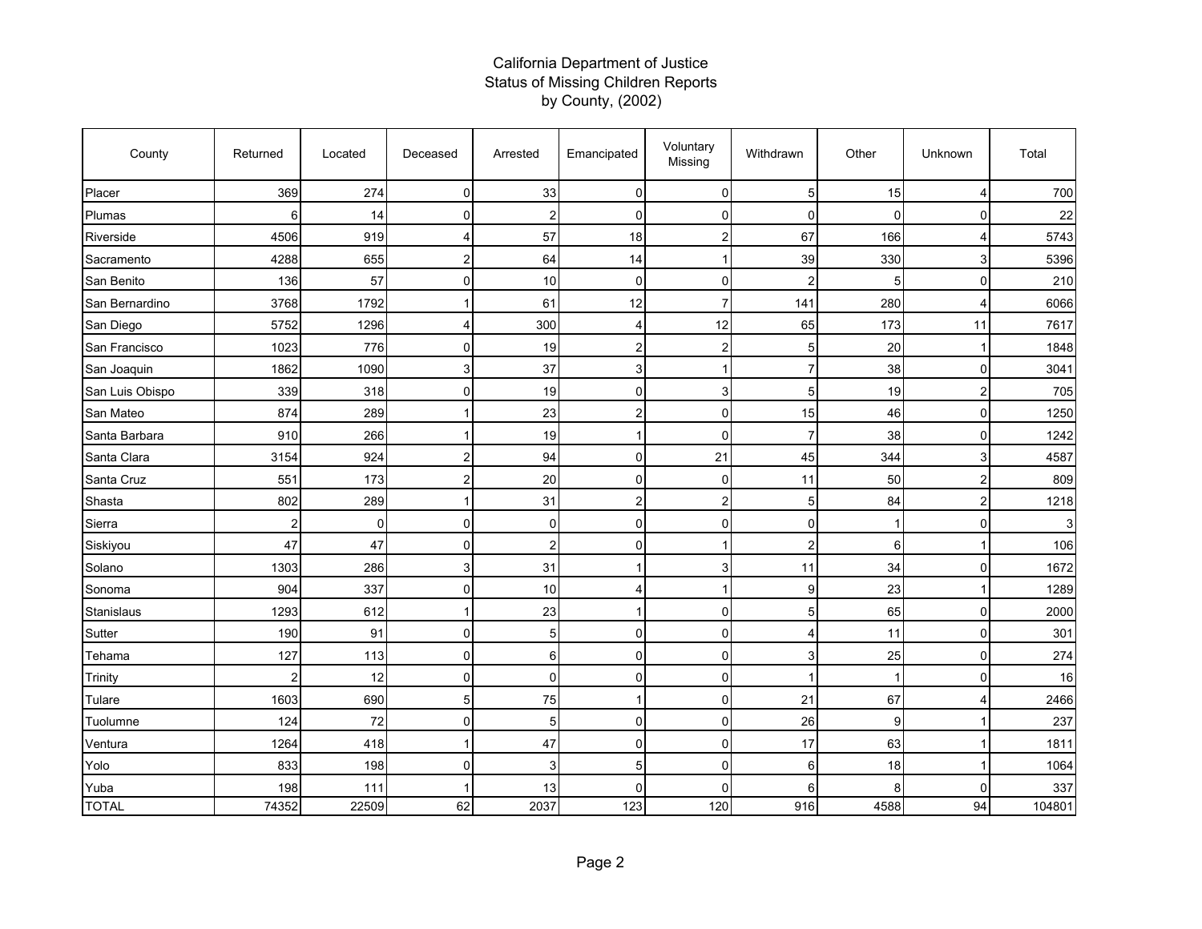California Department of Justice
Status of Missing Children Reports
by County, (2002)

| County | Returned | Located | Deceased | Arrested | Emancipated | Voluntary Missing | Withdrawn | Other | Unknown | Total |
|---|---|---|---|---|---|---|---|---|---|---|
| Placer | 369 | 274 | 0 | 33 | 0 | 0 | 5 | 15 | 4 | 700 |
| Plumas | 6 | 14 | 0 | 2 | 0 | 0 | 0 | 0 | 0 | 22 |
| Riverside | 4506 | 919 | 4 | 57 | 18 | 2 | 67 | 166 | 4 | 5743 |
| Sacramento | 4288 | 655 | 2 | 64 | 14 | 1 | 39 | 330 | 3 | 5396 |
| San Benito | 136 | 57 | 0 | 10 | 0 | 0 | 2 | 5 | 0 | 210 |
| San Bernardino | 3768 | 1792 | 1 | 61 | 12 | 7 | 141 | 280 | 4 | 6066 |
| San Diego | 5752 | 1296 | 4 | 300 | 4 | 12 | 65 | 173 | 11 | 7617 |
| San Francisco | 1023 | 776 | 0 | 19 | 2 | 2 | 5 | 20 | 1 | 1848 |
| San Joaquin | 1862 | 1090 | 3 | 37 | 3 | 1 | 7 | 38 | 0 | 3041 |
| San Luis Obispo | 339 | 318 | 0 | 19 | 0 | 3 | 5 | 19 | 2 | 705 |
| San Mateo | 874 | 289 | 1 | 23 | 2 | 0 | 15 | 46 | 0 | 1250 |
| Santa Barbara | 910 | 266 | 1 | 19 | 1 | 0 | 7 | 38 | 0 | 1242 |
| Santa Clara | 3154 | 924 | 2 | 94 | 0 | 21 | 45 | 344 | 3 | 4587 |
| Santa Cruz | 551 | 173 | 2 | 20 | 0 | 0 | 11 | 50 | 2 | 809 |
| Shasta | 802 | 289 | 1 | 31 | 2 | 2 | 5 | 84 | 2 | 1218 |
| Sierra | 2 | 0 | 0 | 0 | 0 | 0 | 0 | 1 | 0 | 3 |
| Siskiyou | 47 | 47 | 0 | 2 | 0 | 1 | 2 | 6 | 1 | 106 |
| Solano | 1303 | 286 | 3 | 31 | 1 | 3 | 11 | 34 | 0 | 1672 |
| Sonoma | 904 | 337 | 0 | 10 | 4 | 1 | 9 | 23 | 1 | 1289 |
| Stanislaus | 1293 | 612 | 1 | 23 | 1 | 0 | 5 | 65 | 0 | 2000 |
| Sutter | 190 | 91 | 0 | 5 | 0 | 0 | 4 | 11 | 0 | 301 |
| Tehama | 127 | 113 | 0 | 6 | 0 | 0 | 3 | 25 | 0 | 274 |
| Trinity | 2 | 12 | 0 | 0 | 0 | 0 | 1 | 1 | 0 | 16 |
| Tulare | 1603 | 690 | 5 | 75 | 1 | 0 | 21 | 67 | 4 | 2466 |
| Tuolumne | 124 | 72 | 0 | 5 | 0 | 0 | 26 | 9 | 1 | 237 |
| Ventura | 1264 | 418 | 1 | 47 | 0 | 0 | 17 | 63 | 1 | 1811 |
| Yolo | 833 | 198 | 0 | 3 | 5 | 0 | 6 | 18 | 1 | 1064 |
| Yuba | 198 | 111 | 1 | 13 | 0 | 0 | 6 | 8 | 0 | 337 |
| TOTAL | 74352 | 22509 | 62 | 2037 | 123 | 120 | 916 | 4588 | 94 | 104801 |